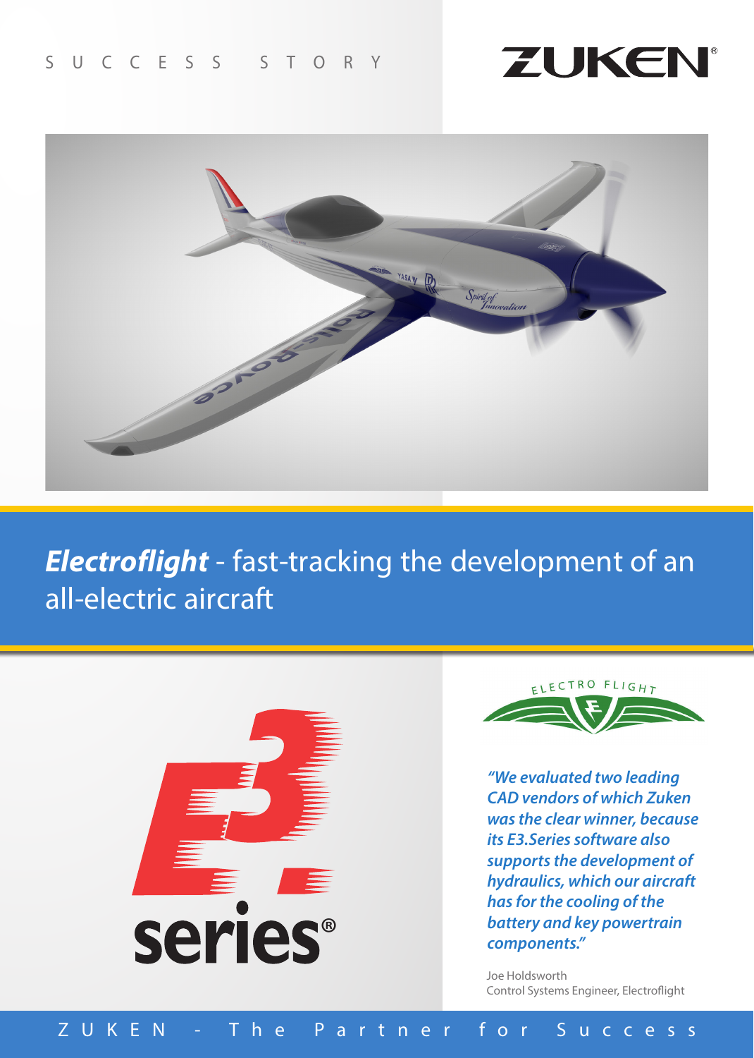SUCCESS STORY

# ***Electroflight*** - fast-tracking the development of an all-electric aircraft

*"We evaluated two leading CAD vendors of which Zuken was the clear winner, because its E3.Series software also supports the development of hydraulics, which our aircraft has for the cooling of the battery and key powertrain components."*

Joe Holdsworth
Control Systems Engineer, Electroflight

ZUKEN - The Partner for Success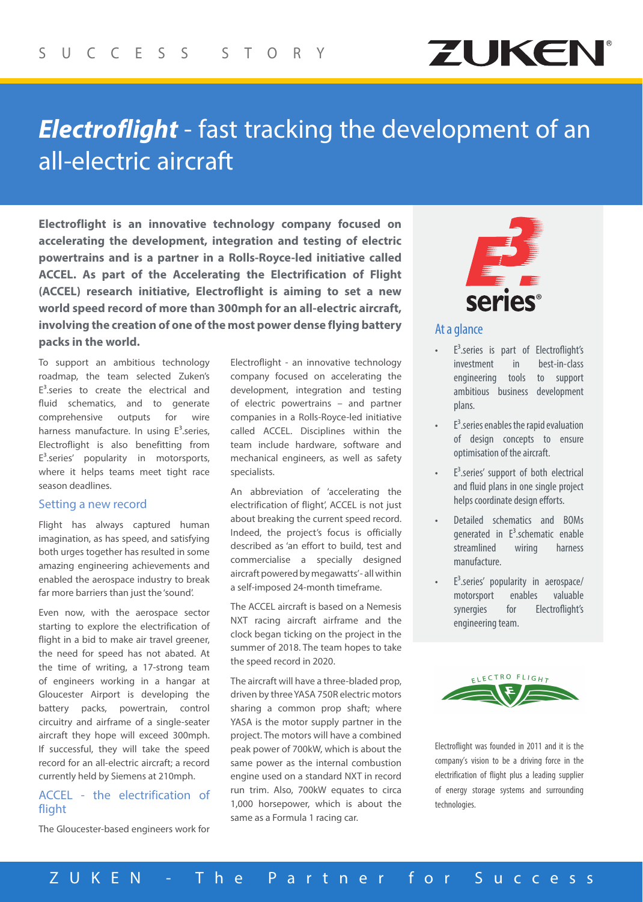SUCCESS STORY

# *Electroflight* - fast tracking the development of an all-electric aircraft

**Electroflight is an innovative technology company focused on accelerating the development, integration and testing of electric powertrains and is a partner in a Rolls-Royce-led initiative called ACCEL. As part of the Accelerating the Electrification of Flight (ACCEL) research initiative, Electroflight is aiming to set a new world speed record of more than 300mph for an all-electric aircraft, involving the creation of one of the most power dense flying battery packs in the world.**

To support an ambitious technology roadmap, the team selected Zuken's E$^3$.series to create the electrical and fluid schematics, and to generate comprehensive outputs for wire harness manufacture. In using E$^3$.series, Electroflight is also benefitting from E$^3$.series' popularity in motorsports, where it helps teams meet tight race season deadlines.

## Setting a new record

Flight has always captured human imagination, as has speed, and satisfying both urges together has resulted in some amazing engineering achievements and enabled the aerospace industry to break far more barriers than just the 'sound'.

Even now, with the aerospace sector starting to explore the electrification of flight in a bid to make air travel greener, the need for speed has not abated. At the time of writing, a 17-strong team of engineers working in a hangar at Gloucester Airport is developing the battery packs, powertrain, control circuitry and airframe of a single-seater aircraft they hope will exceed 300mph. If successful, they will take the speed record for an all-electric aircraft; a record currently held by Siemens at 210mph.

## ACCEL - the electrification of flight

The Gloucester-based engineers work for Electroflight - an innovative technology company focused on accelerating the development, integration and testing of electric powertrains – and partner companies in a Rolls-Royce-led initiative called ACCEL. Disciplines within the team include hardware, software and mechanical engineers, as well as safety specialists.

An abbreviation of 'accelerating the electrification of flight', ACCEL is not just about breaking the current speed record. Indeed, the project's focus is officially described as 'an effort to build, test and commercialise a specially designed aircraft powered by megawatts' - all within a self-imposed 24-month timeframe.

The ACCEL aircraft is based on a Nemesis NXT racing aircraft airframe and the clock began ticking on the project in the summer of 2018. The team hopes to take the speed record in 2020.

The aircraft will have a three-bladed prop, driven by three YASA 750R electric motors sharing a common prop shaft; where YASA is the motor supply partner in the project. The motors will have a combined peak power of 700kW, which is about the same power as the internal combustion engine used on a standard NXT in record run trim. Also, 700kW equates to circa 1,000 horsepower, which is about the same as a Formula 1 racing car.

### At a glance

- E$^3$.series is part of Electroflight's investment in best-in-class engineering tools to support ambitious business development plans.
- E$^3$.series enables the rapid evaluation of design concepts to ensure optimisation of the aircraft.
- E$^3$.series' support of both electrical and fluid plans in one single project helps coordinate design efforts.
- Detailed schematics and BOMs generated in E$^3$.schematic enable streamlined wiring harness manufacture.
- E$^3$.series' popularity in aerospace/motorsport enables valuable synergies for Electroflight's engineering team.

Electroflight was founded in 2011 and it is the company's vision to be a driving force in the electrification of flight plus a leading supplier of energy storage systems and surrounding technologies.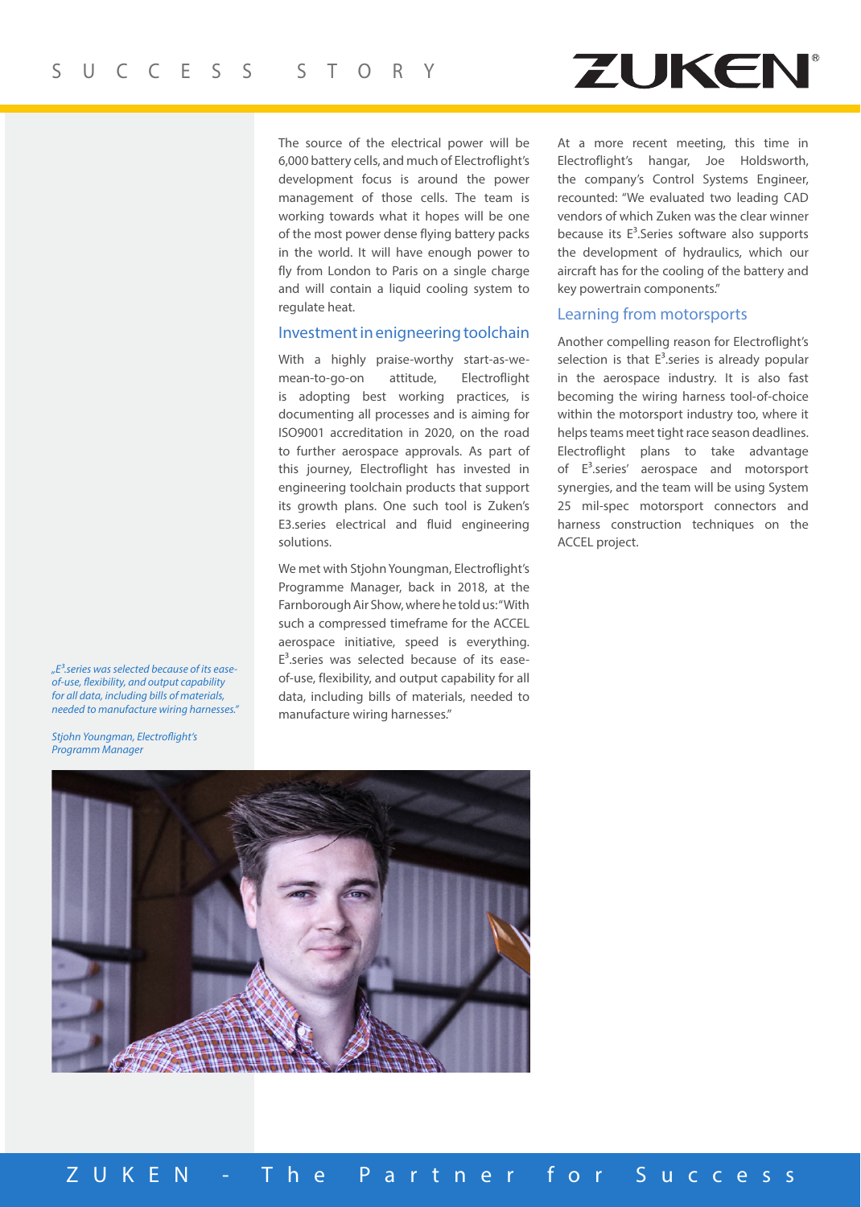The source of the electrical power will be 6,000 battery cells, and much of Electroflight's development focus is around the power management of those cells. The team is working towards what it hopes will be one of the most power dense flying battery packs in the world. It will have enough power to fly from London to Paris on a single charge and will contain a liquid cooling system to regulate heat.

## Investment in enigneering toolchain

With a highly praise-worthy start-as-we-mean-to-go-on attitude, Electroflight is adopting best working practices, is documenting all processes and is aiming for ISO9001 accreditation in 2020, on the road to further aerospace approvals. As part of this journey, Electroflight has invested in engineering toolchain products that support its growth plans. One such tool is Zuken's E3.series electrical and fluid engineering solutions.

We met with Stjohn Youngman, Electroflight's Programme Manager, back in 2018, at the Farnborough Air Show, where he told us: "With such a compressed timeframe for the ACCEL aerospace initiative, speed is everything. E³.series was selected because of its ease-of-use, flexibility, and output capability for all data, including bills of materials, needed to manufacture wiring harnesses."

*„E³.series was selected because of its ease-of-use, flexibility, and output capability for all data, including bills of materials, needed to manufacture wiring harnesses."*

*Stjohn Youngman, Electroflight's Programm Manager*

At a more recent meeting, this time in Electroflight's hangar, Joe Holdsworth, the company's Control Systems Engineer, recounted: "We evaluated two leading CAD vendors of which Zuken was the clear winner because its E³.Series software also supports the development of hydraulics, which our aircraft has for the cooling of the battery and key powertrain components."

## Learning from motorsports

Another compelling reason for Electroflight's selection is that E³.series is already popular in the aerospace industry. It is also fast becoming the wiring harness tool-of-choice within the motorsport industry too, where it helps teams meet tight race season deadlines. Electroflight plans to take advantage of E³.series' aerospace and motorsport synergies, and the team will be using System 25 mil-spec motorsport connectors and harness construction techniques on the ACCEL project.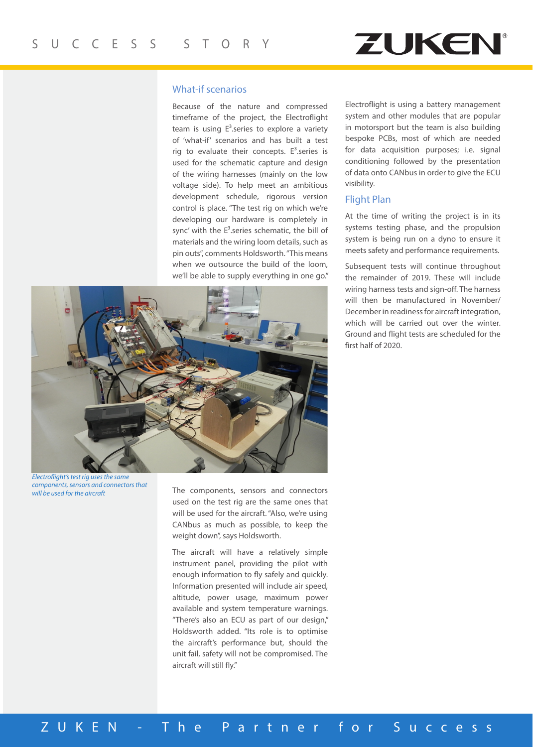## What-if scenarios

Because of the nature and compressed timeframe of the project, the Electroflight team is using E[3].series to explore a variety of 'what-if' scenarios and has built a test rig to evaluate their concepts. E[3].series is used for the schematic capture and design of the wiring harnesses (mainly on the low voltage side). To help meet an ambitious development schedule, rigorous version control is place. "The test rig on which we're developing our hardware is completely in sync' with the E[3].series schematic, the bill of materials and the wiring loom details, such as pin outs", comments Holdsworth. "This means when we outsource the build of the loom, we'll be able to supply everything in one go."

*Electroflight's test rig uses the same components, sensors and connectors that will be used for the aircraft*

The components, sensors and connectors used on the test rig are the same ones that will be used for the aircraft. "Also, we're using CANbus as much as possible, to keep the weight down", says Holdsworth.

The aircraft will have a relatively simple instrument panel, providing the pilot with enough information to fly safely and quickly. Information presented will include air speed, altitude, power usage, maximum power available and system temperature warnings. "There's also an ECU as part of our design," Holdsworth added. "Its role is to optimise the aircraft's performance but, should the unit fail, safety will not be compromised. The aircraft will still fly."

Electroflight is using a battery management system and other modules that are popular in motorsport but the team is also building bespoke PCBs, most of which are needed for data acquisition purposes; i.e. signal conditioning followed by the presentation of data onto CANbus in order to give the ECU visibility.

## Flight Plan

At the time of writing the project is in its systems testing phase, and the propulsion system is being run on a dyno to ensure it meets safety and performance requirements.

Subsequent tests will continue throughout the remainder of 2019. These will include wiring harness tests and sign-off. The harness will then be manufactured in November/December in readiness for aircraft integration, which will be carried out over the winter. Ground and flight tests are scheduled for the first half of 2020.